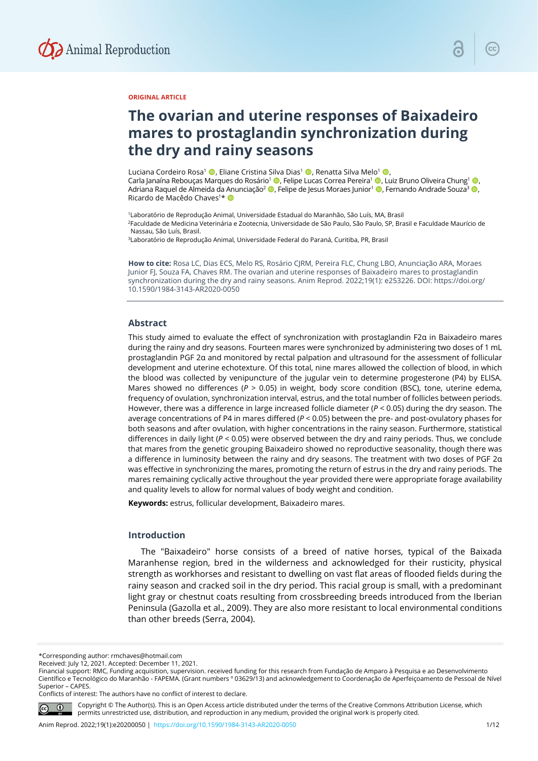ORIGINAL ARTICLE

# The ovarian and uterine responses of Baixadeiro mares to prostaglandin synchronization during the dry and rainy seasons

Luciana Cordeiro Rosa[1], Eliane Cristina Silva Dias[1], Renatta Silva Melo[1], Carla Janaína Rebouças Marques do Rosário[1], Felipe Lucas Correa Pereira[1], Luiz Bruno Oliveira Chung[1], Adriana Raquel de Almeida da Anunciação[2], Felipe de Jesus Moraes Junior[1], Fernando Andrade Souza[3], Ricardo de Macêdo Chaves[1]*

[1]Laboratório de Reprodução Animal, Universidade Estadual do Maranhão, São Luís, MA, Brasil
[2]Faculdade de Medicina Veterinária e Zootecnia, Universidade de São Paulo, São Paulo, SP, Brasil e Faculdade Maurício de Nassau, São Luís, Brasil.
[3]Laboratório de Reprodução Animal, Universidade Federal do Paraná, Curitiba, PR, Brasil

**How to cite:** Rosa LC, Dias ECS, Melo RS, Rosário CJRM, Pereira FLC, Chung LBO, Anunciação ARA, Moraes Junior FJ, Souza FA, Chaves RM. The ovarian and uterine responses of Baixadeiro mares to prostaglandin synchronization during the dry and rainy seasons. Anim Reprod. 2022;19(1): e253226. DOI: https://doi.org/10.1590/1984-3143-AR2020-0050

## Abstract

This study aimed to evaluate the effect of synchronization with prostaglandin F2α in Baixadeiro mares during the rainy and dry seasons. Fourteen mares were synchronized by administering two doses of 1 mL prostaglandin PGF 2α and monitored by rectal palpation and ultrasound for the assessment of follicular development and uterine echotexture. Of this total, nine mares allowed the collection of blood, in which the blood was collected by venipuncture of the jugular vein to determine progesterone (P4) by ELISA. Mares showed no differences ($P > 0.05$) in weight, body score condition (BSC), tone, uterine edema, frequency of ovulation, synchronization interval, estrus, and the total number of follicles between periods. However, there was a difference in large increased follicle diameter ($P < 0.05$) during the dry season. The average concentrations of P4 in mares differed ($P < 0.05$) between the pre- and post-ovulatory phases for both seasons and after ovulation, with higher concentrations in the rainy season. Furthermore, statistical differences in daily light ($P < 0.05$) were observed between the dry and rainy periods. Thus, we conclude that mares from the genetic grouping Baixadeiro showed no reproductive seasonality, though there was a difference in luminosity between the rainy and dry seasons. The treatment with two doses of PGF 2α was effective in synchronizing the mares, promoting the return of estrus in the dry and rainy periods. The mares remaining cyclically active throughout the year provided there were appropriate forage availability and quality levels to allow for normal values of body weight and condition.

**Keywords:** estrus, follicular development, Baixadeiro mares.

## Introduction

The "Baixadeiro" horse consists of a breed of native horses, typical of the Baixada Maranhense region, bred in the wilderness and acknowledged for their rusticity, physical strength as workhorses and resistant to dwelling on vast flat areas of flooded fields during the rainy season and cracked soil in the dry period. This racial group is small, with a predominant light gray or chestnut coats resulting from crossbreeding breeds introduced from the Iberian Peninsula (Gazolla et al., 2009). They are also more resistant to local environmental conditions than other breeds (Serra, 2004).

*Corresponding author: rmchaves@hotmail.com
Received: July 12, 2021. Accepted: December 11, 2021.
Financial support: RMC, Funding acquisition, supervision. received funding for this research from Fundação de Amparo à Pesquisa e ao Desenvolvimento Científico e Tecnológico do Maranhão - FAPEMA. (Grant numbers ° 03629/13) and acknowledgement to Coordenação de Aperfeiçoamento de Pessoal de Nível Superior – CAPES.
Conflicts of interest: The authors have no conflict of interest to declare.

Copyright © The Author(s). This is an Open Access article distributed under the terms of the Creative Commons Attribution License, which permits unrestricted use, distribution, and reproduction in any medium, provided the original work is properly cited.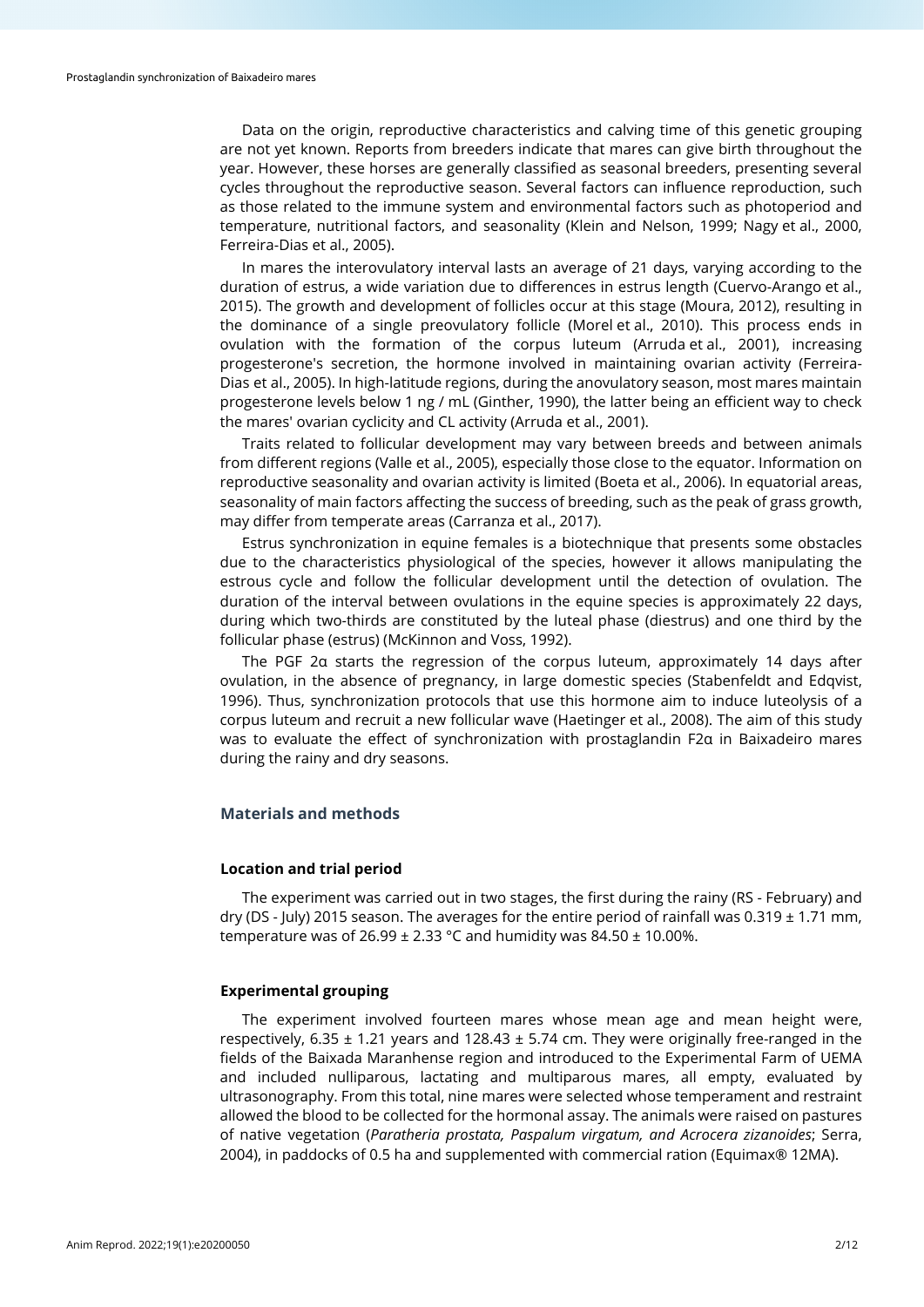Data on the origin, reproductive characteristics and calving time of this genetic grouping are not yet known. Reports from breeders indicate that mares can give birth throughout the year. However, these horses are generally classified as seasonal breeders, presenting several cycles throughout the reproductive season. Several factors can influence reproduction, such as those related to the immune system and environmental factors such as photoperiod and temperature, nutritional factors, and seasonality (Klein and Nelson, 1999; Nagy et al., 2000, Ferreira-Dias et al., 2005).

In mares the interovulatory interval lasts an average of 21 days, varying according to the duration of estrus, a wide variation due to differences in estrus length (Cuervo-Arango et al., 2015). The growth and development of follicles occur at this stage (Moura, 2012), resulting in the dominance of a single preovulatory follicle (Morel et al., 2010). This process ends in ovulation with the formation of the corpus luteum (Arruda et al., 2001), increasing progesterone's secretion, the hormone involved in maintaining ovarian activity (Ferreira-Dias et al., 2005). In high-latitude regions, during the anovulatory season, most mares maintain progesterone levels below 1 ng / mL (Ginther, 1990), the latter being an efficient way to check the mares' ovarian cyclicity and CL activity (Arruda et al., 2001).

Traits related to follicular development may vary between breeds and between animals from different regions (Valle et al., 2005), especially those close to the equator. Information on reproductive seasonality and ovarian activity is limited (Boeta et al., 2006). In equatorial areas, seasonality of main factors affecting the success of breeding, such as the peak of grass growth, may differ from temperate areas (Carranza et al., 2017).

Estrus synchronization in equine females is a biotechnique that presents some obstacles due to the characteristics physiological of the species, however it allows manipulating the estrous cycle and follow the follicular development until the detection of ovulation. The duration of the interval between ovulations in the equine species is approximately 22 days, during which two-thirds are constituted by the luteal phase (diestrus) and one third by the follicular phase (estrus) (McKinnon and Voss, 1992).

The PGF 2α starts the regression of the corpus luteum, approximately 14 days after ovulation, in the absence of pregnancy, in large domestic species (Stabenfeldt and Edqvist, 1996). Thus, synchronization protocols that use this hormone aim to induce luteolysis of a corpus luteum and recruit a new follicular wave (Haetinger et al., 2008). The aim of this study was to evaluate the effect of synchronization with prostaglandin F2α in Baixadeiro mares during the rainy and dry seasons.

## Materials and methods

### Location and trial period

The experiment was carried out in two stages, the first during the rainy (RS - February) and dry (DS - July) 2015 season. The averages for the entire period of rainfall was 0.319 ± 1.71 mm, temperature was of 26.99 ± 2.33 °C and humidity was 84.50 ± 10.00%.

### Experimental grouping

The experiment involved fourteen mares whose mean age and mean height were, respectively, 6.35 ± 1.21 years and 128.43 ± 5.74 cm. They were originally free-ranged in the fields of the Baixada Maranhense region and introduced to the Experimental Farm of UEMA and included nulliparous, lactating and multiparous mares, all empty, evaluated by ultrasonography. From this total, nine mares were selected whose temperament and restraint allowed the blood to be collected for the hormonal assay. The animals were raised on pastures of native vegetation (*Paratheria prostata, Paspalum virgatum, and Acrocera zizanoides*; Serra, 2004), in paddocks of 0.5 ha and supplemented with commercial ration (Equimax® 12MA).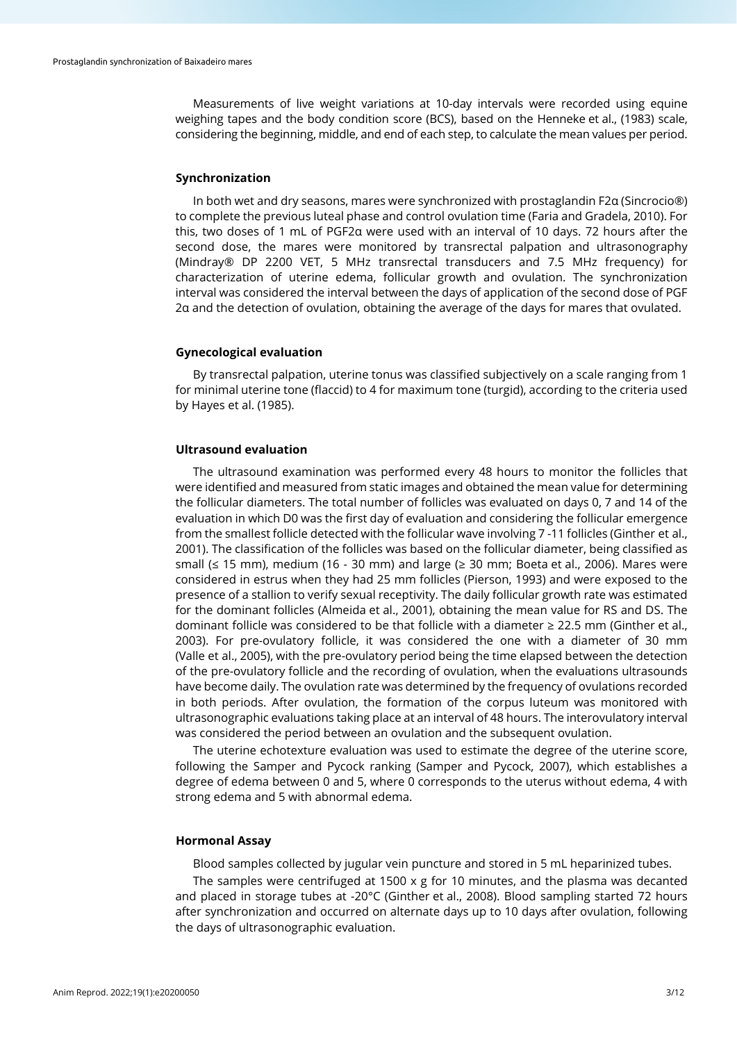Measurements of live weight variations at 10-day intervals were recorded using equine weighing tapes and the body condition score (BCS), based on the Henneke et al., (1983) scale, considering the beginning, middle, and end of each step, to calculate the mean values per period.

## Synchronization

In both wet and dry seasons, mares were synchronized with prostaglandin F2α (Sincrocio®) to complete the previous luteal phase and control ovulation time (Faria and Gradela, 2010). For this, two doses of 1 mL of PGF2α were used with an interval of 10 days. 72 hours after the second dose, the mares were monitored by transrectal palpation and ultrasonography (Mindray® DP 2200 VET, 5 MHz transrectal transducers and 7.5 MHz frequency) for characterization of uterine edema, follicular growth and ovulation. The synchronization interval was considered the interval between the days of application of the second dose of PGF 2α and the detection of ovulation, obtaining the average of the days for mares that ovulated.

## Gynecological evaluation

By transrectal palpation, uterine tonus was classified subjectively on a scale ranging from 1 for minimal uterine tone (flaccid) to 4 for maximum tone (turgid), according to the criteria used by Hayes et al. (1985).

## Ultrasound evaluation

The ultrasound examination was performed every 48 hours to monitor the follicles that were identified and measured from static images and obtained the mean value for determining the follicular diameters. The total number of follicles was evaluated on days 0, 7 and 14 of the evaluation in which D0 was the first day of evaluation and considering the follicular emergence from the smallest follicle detected with the follicular wave involving 7 -11 follicles (Ginther et al., 2001). The classification of the follicles was based on the follicular diameter, being classified as small (≤ 15 mm), medium (16 - 30 mm) and large (≥ 30 mm; Boeta et al., 2006). Mares were considered in estrus when they had 25 mm follicles (Pierson, 1993) and were exposed to the presence of a stallion to verify sexual receptivity. The daily follicular growth rate was estimated for the dominant follicles (Almeida et al., 2001), obtaining the mean value for RS and DS. The dominant follicle was considered to be that follicle with a diameter ≥ 22.5 mm (Ginther et al., 2003). For pre-ovulatory follicle, it was considered the one with a diameter of 30 mm (Valle et al., 2005), with the pre-ovulatory period being the time elapsed between the detection of the pre-ovulatory follicle and the recording of ovulation, when the evaluations ultrasounds have become daily. The ovulation rate was determined by the frequency of ovulations recorded in both periods. After ovulation, the formation of the corpus luteum was monitored with ultrasonographic evaluations taking place at an interval of 48 hours. The interovulatory interval was considered the period between an ovulation and the subsequent ovulation.

The uterine echotexture evaluation was used to estimate the degree of the uterine score, following the Samper and Pycock ranking (Samper and Pycock, 2007), which establishes a degree of edema between 0 and 5, where 0 corresponds to the uterus without edema, 4 with strong edema and 5 with abnormal edema.

## Hormonal Assay

Blood samples collected by jugular vein puncture and stored in 5 mL heparinized tubes.

The samples were centrifuged at 1500 x g for 10 minutes, and the plasma was decanted and placed in storage tubes at -20°C (Ginther et al., 2008). Blood sampling started 72 hours after synchronization and occurred on alternate days up to 10 days after ovulation, following the days of ultrasonographic evaluation.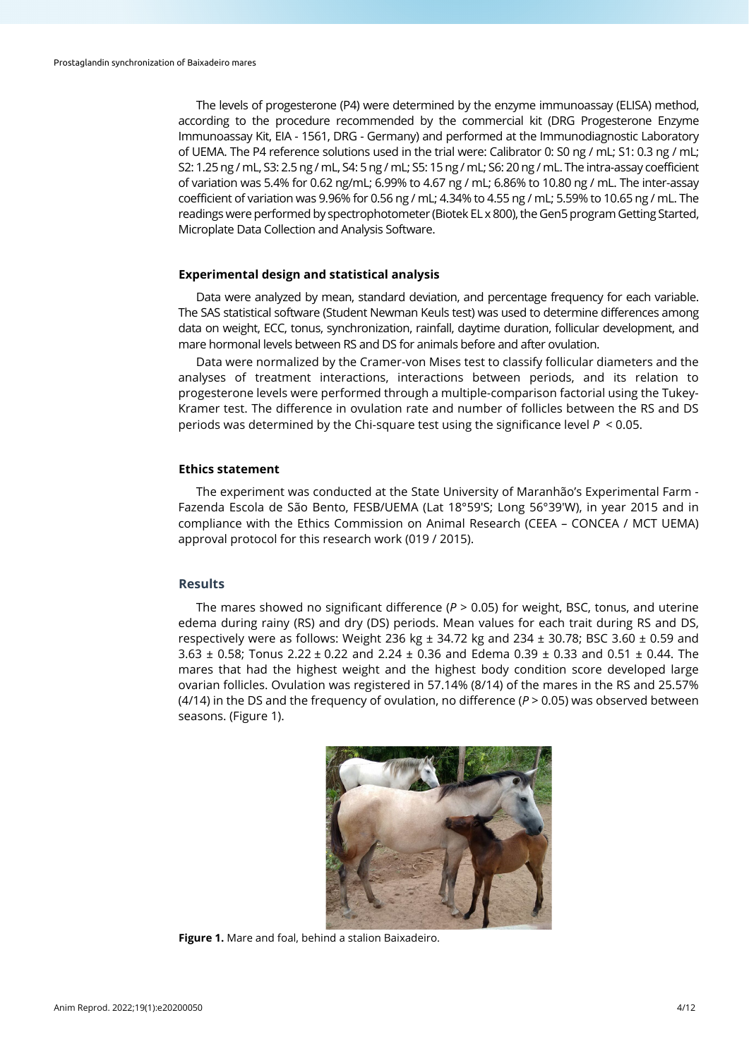The levels of progesterone (P4) were determined by the enzyme immunoassay (ELISA) method, according to the procedure recommended by the commercial kit (DRG Progesterone Enzyme Immunoassay Kit, EIA - 1561, DRG - Germany) and performed at the Immunodiagnostic Laboratory of UEMA. The P4 reference solutions used in the trial were: Calibrator 0: S0 ng / mL; S1: 0.3 ng / mL; S2: 1.25 ng / mL, S3: 2.5 ng / mL, S4: 5 ng / mL; S5: 15 ng / mL; S6: 20 ng / mL. The intra-assay coefficient of variation was 5.4% for 0.62 ng/mL; 6.99% to 4.67 ng / mL; 6.86% to 10.80 ng / mL. The inter-assay coefficient of variation was 9.96% for 0.56 ng / mL; 4.34% to 4.55 ng / mL; 5.59% to 10.65 ng / mL. The readings were performed by spectrophotometer (Biotek EL x 800), the Gen5 program Getting Started, Microplate Data Collection and Analysis Software.

### Experimental design and statistical analysis

Data were analyzed by mean, standard deviation, and percentage frequency for each variable. The SAS statistical software (Student Newman Keuls test) was used to determine differences among data on weight, ECC, tonus, synchronization, rainfall, daytime duration, follicular development, and mare hormonal levels between RS and DS for animals before and after ovulation.

Data were normalized by the Cramer-von Mises test to classify follicular diameters and the analyses of treatment interactions, interactions between periods, and its relation to progesterone levels were performed through a multiple-comparison factorial using the Tukey-Kramer test. The difference in ovulation rate and number of follicles between the RS and DS periods was determined by the Chi-square test using the significance level $P < 0.05$.

### Ethics statement

The experiment was conducted at the State University of Maranhão's Experimental Farm - Fazenda Escola de São Bento, FESB/UEMA (Lat 18°59'S; Long 56°39'W), in year 2015 and in compliance with the Ethics Commission on Animal Research (CEEA – CONCEA / MCT UEMA) approval protocol for this research work (019 / 2015).

## Results

The mares showed no significant difference ($P > 0.05$) for weight, BSC, tonus, and uterine edema during rainy (RS) and dry (DS) periods. Mean values for each trait during RS and DS, respectively were as follows: Weight 236 kg ± 34.72 kg and 234 ± 30.78; BSC 3.60 ± 0.59 and 3.63 ± 0.58; Tonus 2.22 ± 0.22 and 2.24 ± 0.36 and Edema 0.39 ± 0.33 and 0.51 ± 0.44. The mares that had the highest weight and the highest body condition score developed large ovarian follicles. Ovulation was registered in 57.14% (8/14) of the mares in the RS and 25.57% (4/14) in the DS and the frequency of ovulation, no difference ($P > 0.05$) was observed between seasons. (Figure 1).

**Figure 1.** Mare and foal, behind a stalion Baixadeiro.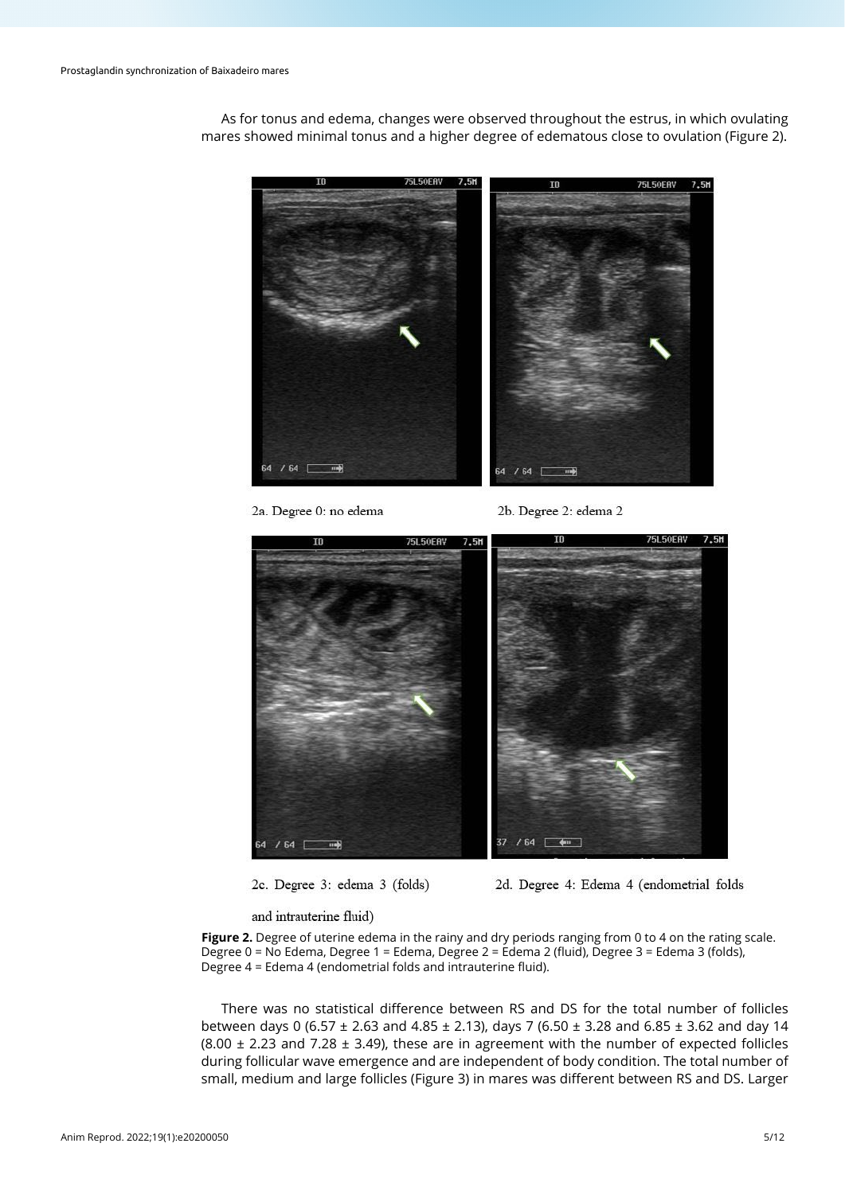As for tonus and edema, changes were observed throughout the estrus, in which ovulating mares showed minimal tonus and a higher degree of edematous close to ovulation (Figure 2).

2a. Degree 0: no edema

2b. Degree 2: edema 2

2c. Degree 3: edema 3 (folds)

2d. Degree 4: Edema 4 (endometrial folds and intrauterine fluid)

**Figure 2.** Degree of uterine edema in the rainy and dry periods ranging from 0 to 4 on the rating scale. Degree 0 = No Edema, Degree 1 = Edema, Degree 2 = Edema 2 (fluid), Degree 3 = Edema 3 (folds), Degree 4 = Edema 4 (endometrial folds and intrauterine fluid).

There was no statistical difference between RS and DS for the total number of follicles between days 0 (6.57 ± 2.63 and 4.85 ± 2.13), days 7 (6.50 ± 3.28 and 6.85 ± 3.62 and day 14 (8.00 ± 2.23 and 7.28 ± 3.49), these are in agreement with the number of expected follicles during follicular wave emergence and are independent of body condition. The total number of small, medium and large follicles (Figure 3) in mares was different between RS and DS. Larger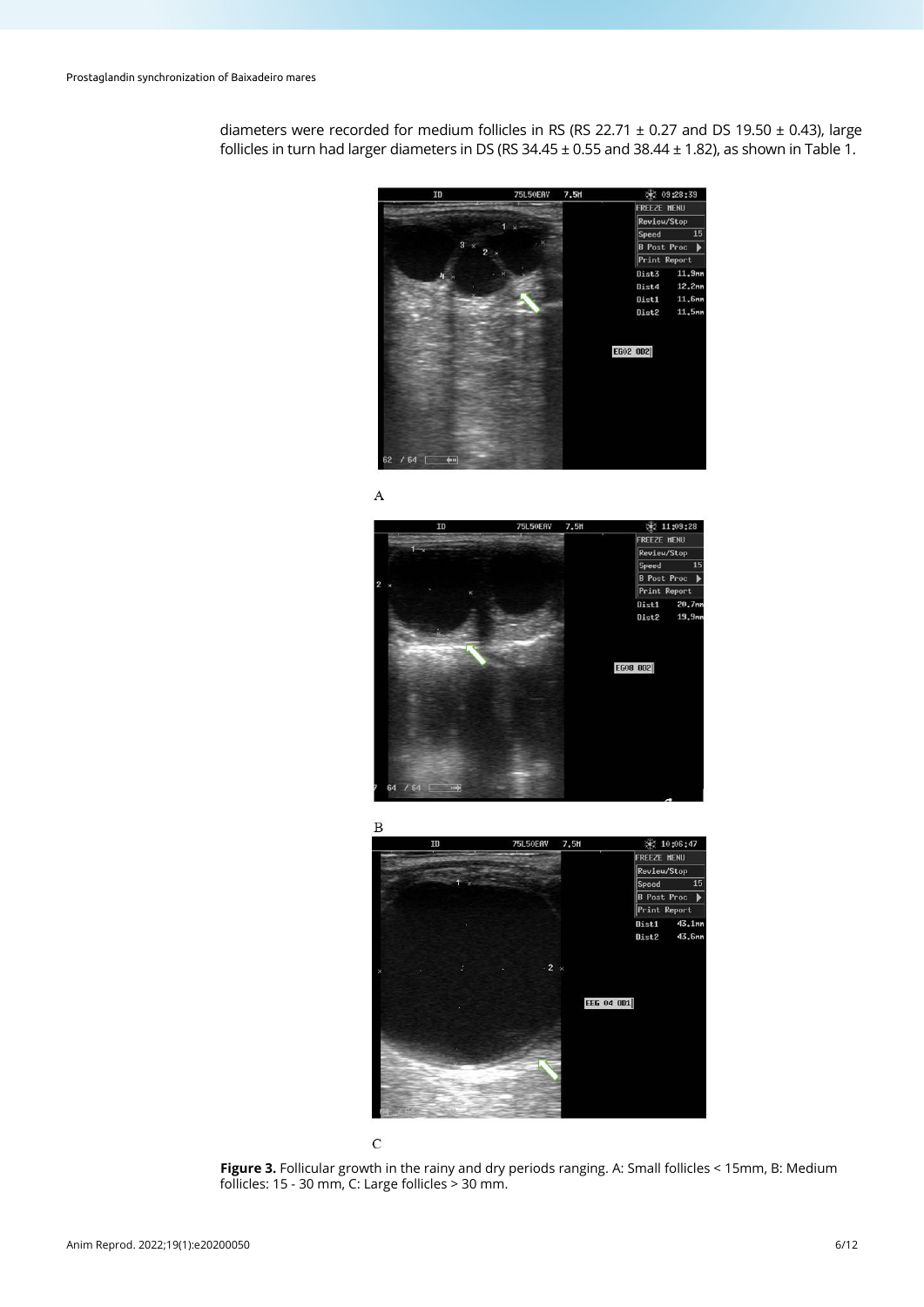diameters were recorded for medium follicles in RS (RS 22.71 ± 0.27 and DS 19.50 ± 0.43), large follicles in turn had larger diameters in DS (RS 34.45 ± 0.55 and 38.44 ± 1.82), as shown in Table 1.

A

B

C

**Figure 3.** Follicular growth in the rainy and dry periods ranging. A: Small follicles < 15mm, B: Medium follicles: 15 - 30 mm, C: Large follicles > 30 mm.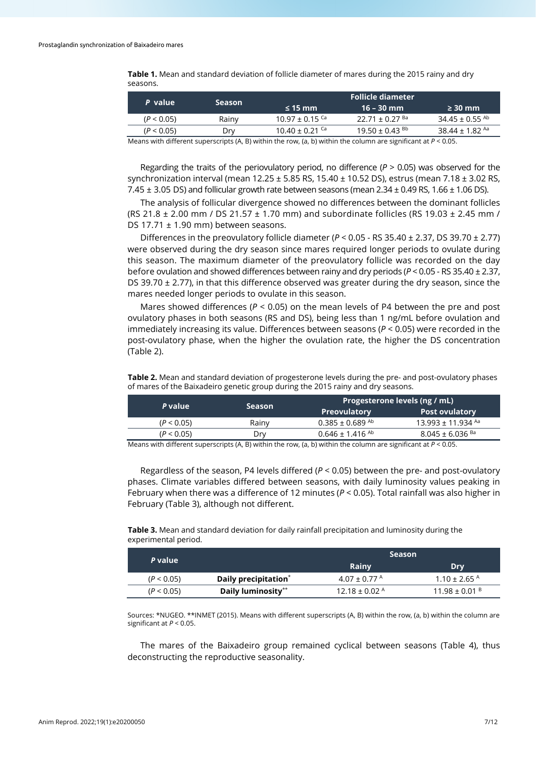**Table 1.** Mean and standard deviation of follicle diameter of mares during the 2015 rainy and dry seasons.

| *P* value | Season | Follicle diameter | | |
|---|---|---|---|---|
| | | ≤ 15 mm | 16 – 30 mm | ≥ 30 mm |
| (*P* < 0.05) | Rainy | 10.97 ± 0.15 $^{Ca}$ | 22.71 ± 0.27 $^{Ba}$ | 34.45 ± 0.55 $^{Ab}$ |
| (*P* < 0.05) | Dry | 10.40 ± 0.21 $^{Ca}$ | 19.50 ± 0.43 $^{Bb}$ | 38.44 ± 1.82 $^{Aa}$ |

Means with different superscripts (A, B) within the row, (a, b) within the column are significant at $P < 0.05$.

Regarding the traits of the periovulatory period, no difference ($P > 0.05$) was observed for the synchronization interval (mean 12.25 ± 5.85 RS, 15.40 ± 10.52 DS), estrus (mean 7.18 ± 3.02 RS, 7.45 ± 3.05 DS) and follicular growth rate between seasons (mean 2.34 ± 0.49 RS, 1.66 ± 1.06 DS).

The analysis of follicular divergence showed no differences between the dominant follicles (RS 21.8 ± 2.00 mm / DS 21.57 ± 1.70 mm) and subordinate follicles (RS 19.03 ± 2.45 mm / DS 17.71 ± 1.90 mm) between seasons.

Differences in the preovulatory follicle diameter ($P < 0.05$ - RS 35.40 ± 2.37, DS 39.70 ± 2.77) were observed during the dry season since mares required longer periods to ovulate during this season. The maximum diameter of the preovulatory follicle was recorded on the day before ovulation and showed differences between rainy and dry periods ($P < 0.05$ - RS 35.40 ± 2.37, DS 39.70 ± 2.77), in that this difference observed was greater during the dry season, since the mares needed longer periods to ovulate in this season.

Mares showed differences ($P < 0.05$) on the mean levels of P4 between the pre and post ovulatory phases in both seasons (RS and DS), being less than 1 ng/mL before ovulation and immediately increasing its value. Differences between seasons ($P < 0.05$) were recorded in the post-ovulatory phase, when the higher the ovulation rate, the higher the DS concentration (Table 2).

**Table 2.** Mean and standard deviation of progesterone levels during the pre- and post-ovulatory phases of mares of the Baixadeiro genetic group during the 2015 rainy and dry seasons.

| *P* value | Season | Progesterone levels (ng / mL) | |
|---|---|---|---|
| | | Preovulatory | Post ovulatory |
| (*P* < 0.05) | Rainy | 0.385 ± 0.689 $^{Ab}$ | 13.993 ± 11.934 $^{Aa}$ |
| (*P* < 0.05) | Dry | 0.646 ± 1.416 $^{Ab}$ | 8.045 ± 6.036 $^{Ba}$ |

Means with different superscripts (A, B) within the row, (a, b) within the column are significant at $P < 0.05$.

Regardless of the season, P4 levels differed ($P < 0.05$) between the pre- and post-ovulatory phases. Climate variables differed between seasons, with daily luminosity values peaking in February when there was a difference of 12 minutes ($P < 0.05$). Total rainfall was also higher in February (Table 3), although not different.

**Table 3.** Mean and standard deviation for daily rainfall precipitation and luminosity during the experimental period.

| *P* value | | Season | |
|---|---|---|---|
| | | Rainy | Dry |
| (*P* < 0.05) | **Daily precipitation*** | 4.07 ± 0.77 $^{A}$ | 1.10 ± 2.65 $^{A}$ |
| (*P* < 0.05) | **Daily luminosity**** | 12.18 ± 0.02 $^{A}$ | 11.98 ± 0.01 $^{B}$ |

Sources: *NUGEO. **INMET (2015). Means with different superscripts (A, B) within the row, (a, b) within the column are significant at $P < 0.05$.

The mares of the Baixadeiro group remained cyclical between seasons (Table 4), thus deconstructing the reproductive seasonality.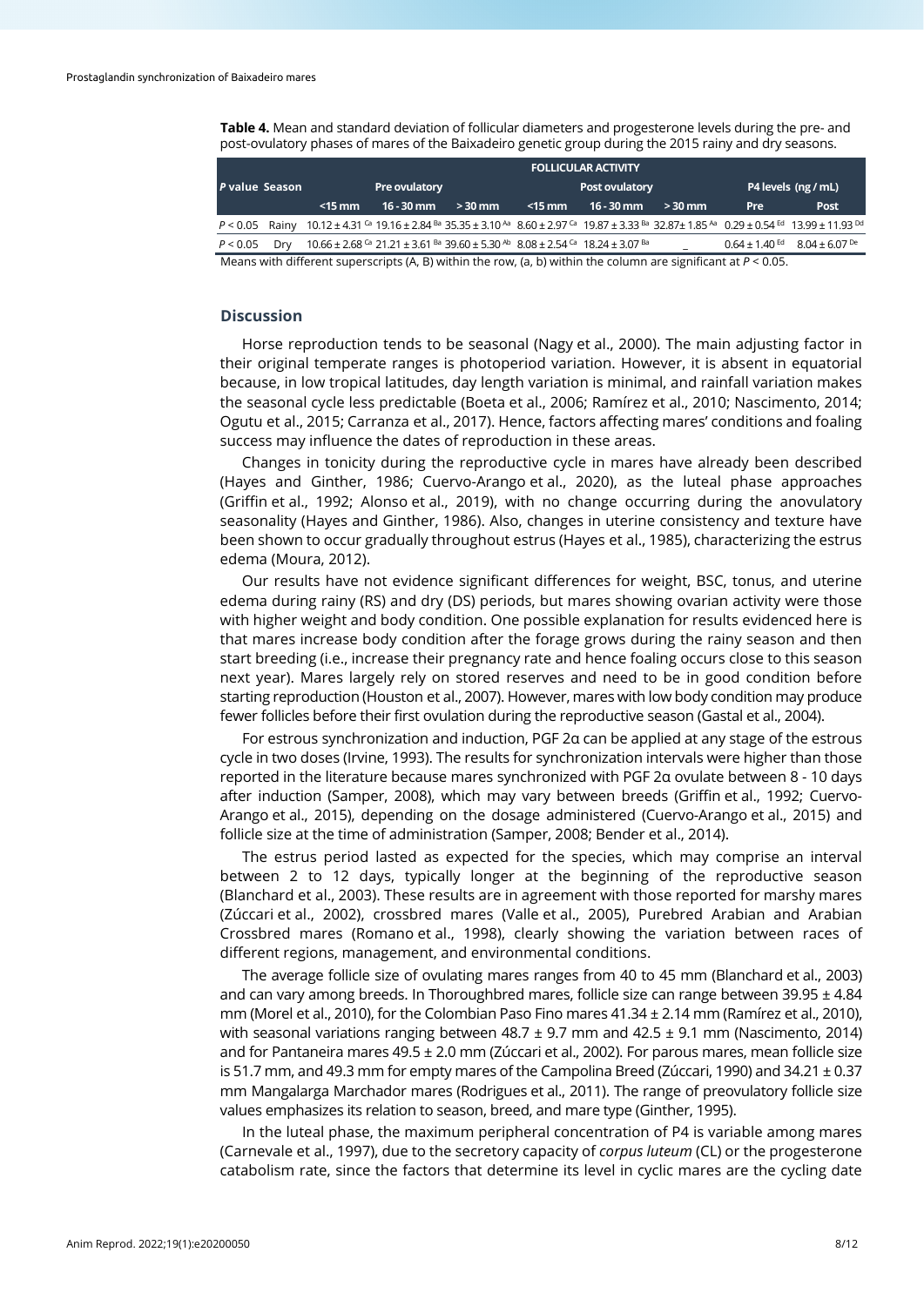**Table 4.** Mean and standard deviation of follicular diameters and progesterone levels during the pre- and post-ovulatory phases of mares of the Baixadeiro genetic group during the 2015 rainy and dry seasons.

| *P* value | Season | FOLLICULAR ACTIVITY | | | | | | | |
|---|---|---|---|---|---|---|---|---|---|
| | | Pre ovulatory | | | Post ovulatory | | | P4 levels (ng / mL) | |
| | | <15 mm | 16 - 30 mm | > 30 mm | <15 mm | 16 - 30 mm | > 30 mm | Pre | Post |
| $P < 0.05$ | Rainy | 10.12 ± 4.31 [Ca] | 19.16 ± 2.84 [Ba] | 35.35 ± 3.10 [Aa] | 8.60 ± 2.97 [Ca] | 19.87 ± 3.33 [Ba] | 32.87± 1.85 [Aa] | 0.29 ± 0.54 [Ed] | 13.99 ± 11.93 [Dd] |
| $P < 0.05$ | Dry | 10.66 ± 2.68 [Ca] | 21.21 ± 3.61 [Ba] | 39.60 ± 5.30 [Ab] | 8.08 ± 2.54 [Ca] | 18.24 ± 3.07 [Ba] | _ | 0.64 ± 1.40 [Ed] | 8.04 ± 6.07 [De] |

Means with different superscripts (A, B) within the row, (a, b) within the column are significant at $P < 0.05$.

## Discussion

Horse reproduction tends to be seasonal (Nagy et al., 2000). The main adjusting factor in their original temperate ranges is photoperiod variation. However, it is absent in equatorial because, in low tropical latitudes, day length variation is minimal, and rainfall variation makes the seasonal cycle less predictable (Boeta et al., 2006; Ramírez et al., 2010; Nascimento, 2014; Ogutu et al., 2015; Carranza et al., 2017). Hence, factors affecting mares' conditions and foaling success may influence the dates of reproduction in these areas.

Changes in tonicity during the reproductive cycle in mares have already been described (Hayes and Ginther, 1986; Cuervo-Arango et al., 2020), as the luteal phase approaches (Griffin et al., 1992; Alonso et al., 2019), with no change occurring during the anovulatory seasonality (Hayes and Ginther, 1986). Also, changes in uterine consistency and texture have been shown to occur gradually throughout estrus (Hayes et al., 1985), characterizing the estrus edema (Moura, 2012).

Our results have not evidence significant differences for weight, BSC, tonus, and uterine edema during rainy (RS) and dry (DS) periods, but mares showing ovarian activity were those with higher weight and body condition. One possible explanation for results evidenced here is that mares increase body condition after the forage grows during the rainy season and then start breeding (i.e., increase their pregnancy rate and hence foaling occurs close to this season next year). Mares largely rely on stored reserves and need to be in good condition before starting reproduction (Houston et al., 2007). However, mares with low body condition may produce fewer follicles before their first ovulation during the reproductive season (Gastal et al., 2004).

For estrous synchronization and induction, PGF 2α can be applied at any stage of the estrous cycle in two doses (Irvine, 1993). The results for synchronization intervals were higher than those reported in the literature because mares synchronized with PGF 2α ovulate between 8 - 10 days after induction (Samper, 2008), which may vary between breeds (Griffin et al., 1992; Cuervo-Arango et al., 2015), depending on the dosage administered (Cuervo-Arango et al., 2015) and follicle size at the time of administration (Samper, 2008; Bender et al., 2014).

The estrus period lasted as expected for the species, which may comprise an interval between 2 to 12 days, typically longer at the beginning of the reproductive season (Blanchard et al., 2003). These results are in agreement with those reported for marshy mares (Zúccari et al., 2002), crossbred mares (Valle et al., 2005), Purebred Arabian and Arabian Crossbred mares (Romano et al., 1998), clearly showing the variation between races of different regions, management, and environmental conditions.

The average follicle size of ovulating mares ranges from 40 to 45 mm (Blanchard et al., 2003) and can vary among breeds. In Thoroughbred mares, follicle size can range between 39.95 ± 4.84 mm (Morel et al., 2010), for the Colombian Paso Fino mares 41.34 ± 2.14 mm (Ramírez et al., 2010), with seasonal variations ranging between 48.7 ± 9.7 mm and 42.5 ± 9.1 mm (Nascimento, 2014) and for Pantaneira mares 49.5 ± 2.0 mm (Zúccari et al., 2002). For parous mares, mean follicle size is 51.7 mm, and 49.3 mm for empty mares of the Campolina Breed (Zúccari, 1990) and 34.21 ± 0.37 mm Mangalarga Marchador mares (Rodrigues et al., 2011). The range of preovulatory follicle size values emphasizes its relation to season, breed, and mare type (Ginther, 1995).

In the luteal phase, the maximum peripheral concentration of P4 is variable among mares (Carnevale et al., 1997), due to the secretory capacity of *corpus luteum* (CL) or the progesterone catabolism rate, since the factors that determine its level in cyclic mares are the cycling date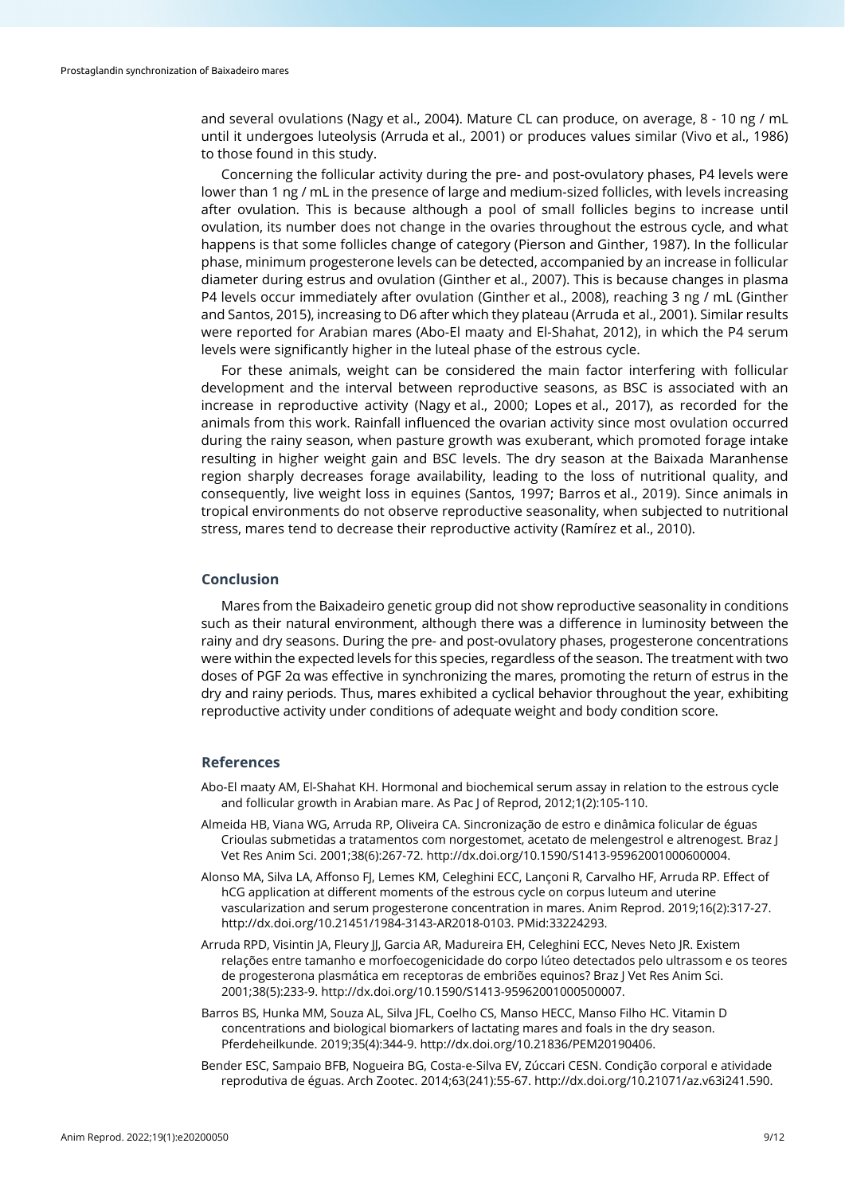and several ovulations (Nagy et al., 2004). Mature CL can produce, on average, 8 - 10 ng / mL until it undergoes luteolysis (Arruda et al., 2001) or produces values similar (Vivo et al., 1986) to those found in this study.

Concerning the follicular activity during the pre- and post-ovulatory phases, P4 levels were lower than 1 ng / mL in the presence of large and medium-sized follicles, with levels increasing after ovulation. This is because although a pool of small follicles begins to increase until ovulation, its number does not change in the ovaries throughout the estrous cycle, and what happens is that some follicles change of category (Pierson and Ginther, 1987). In the follicular phase, minimum progesterone levels can be detected, accompanied by an increase in follicular diameter during estrus and ovulation (Ginther et al., 2007). This is because changes in plasma P4 levels occur immediately after ovulation (Ginther et al., 2008), reaching 3 ng / mL (Ginther and Santos, 2015), increasing to D6 after which they plateau (Arruda et al., 2001). Similar results were reported for Arabian mares (Abo-El maaty and El-Shahat, 2012), in which the P4 serum levels were significantly higher in the luteal phase of the estrous cycle.

For these animals, weight can be considered the main factor interfering with follicular development and the interval between reproductive seasons, as BSC is associated with an increase in reproductive activity (Nagy et al., 2000; Lopes et al., 2017), as recorded for the animals from this work. Rainfall influenced the ovarian activity since most ovulation occurred during the rainy season, when pasture growth was exuberant, which promoted forage intake resulting in higher weight gain and BSC levels. The dry season at the Baixada Maranhense region sharply decreases forage availability, leading to the loss of nutritional quality, and consequently, live weight loss in equines (Santos, 1997; Barros et al., 2019). Since animals in tropical environments do not observe reproductive seasonality, when subjected to nutritional stress, mares tend to decrease their reproductive activity (Ramírez et al., 2010).

## Conclusion

Mares from the Baixadeiro genetic group did not show reproductive seasonality in conditions such as their natural environment, although there was a difference in luminosity between the rainy and dry seasons. During the pre- and post-ovulatory phases, progesterone concentrations were within the expected levels for this species, regardless of the season. The treatment with two doses of PGF 2α was effective in synchronizing the mares, promoting the return of estrus in the dry and rainy periods. Thus, mares exhibited a cyclical behavior throughout the year, exhibiting reproductive activity under conditions of adequate weight and body condition score.

## References

Abo-El maaty AM, El-Shahat KH. Hormonal and biochemical serum assay in relation to the estrous cycle and follicular growth in Arabian mare. As Pac J of Reprod, 2012;1(2):105-110.

Almeida HB, Viana WG, Arruda RP, Oliveira CA. Sincronização de estro e dinâmica folicular de éguas Crioulas submetidas a tratamentos com norgestomet, acetato de melengestrol e altrenogest. Braz J Vet Res Anim Sci. 2001;38(6):267-72. http://dx.doi.org/10.1590/S1413-95962001000600004.

Alonso MA, Silva LA, Affonso FJ, Lemes KM, Celeghini ECC, Lançoni R, Carvalho HF, Arruda RP. Effect of hCG application at different moments of the estrous cycle on corpus luteum and uterine vascularization and serum progesterone concentration in mares. Anim Reprod. 2019;16(2):317-27. http://dx.doi.org/10.21451/1984-3143-AR2018-0103. PMid:33224293.

Arruda RPD, Visintin JA, Fleury JJ, Garcia AR, Madureira EH, Celeghini ECC, Neves Neto JR. Existem relações entre tamanho e morfoecogenicidade do corpo lúteo detectados pelo ultrassom e os teores de progesterona plasmática em receptoras de embriões equinos? Braz J Vet Res Anim Sci. 2001;38(5):233-9. http://dx.doi.org/10.1590/S1413-95962001000500007.

Barros BS, Hunka MM, Souza AL, Silva JFL, Coelho CS, Manso HECC, Manso Filho HC. Vitamin D concentrations and biological biomarkers of lactating mares and foals in the dry season. Pferdeheilkunde. 2019;35(4):344-9. http://dx.doi.org/10.21836/PEM20190406.

Bender ESC, Sampaio BFB, Nogueira BG, Costa-e-Silva EV, Zúccari CESN. Condição corporal e atividade reprodutiva de éguas. Arch Zootec. 2014;63(241):55-67. http://dx.doi.org/10.21071/az.v63i241.590.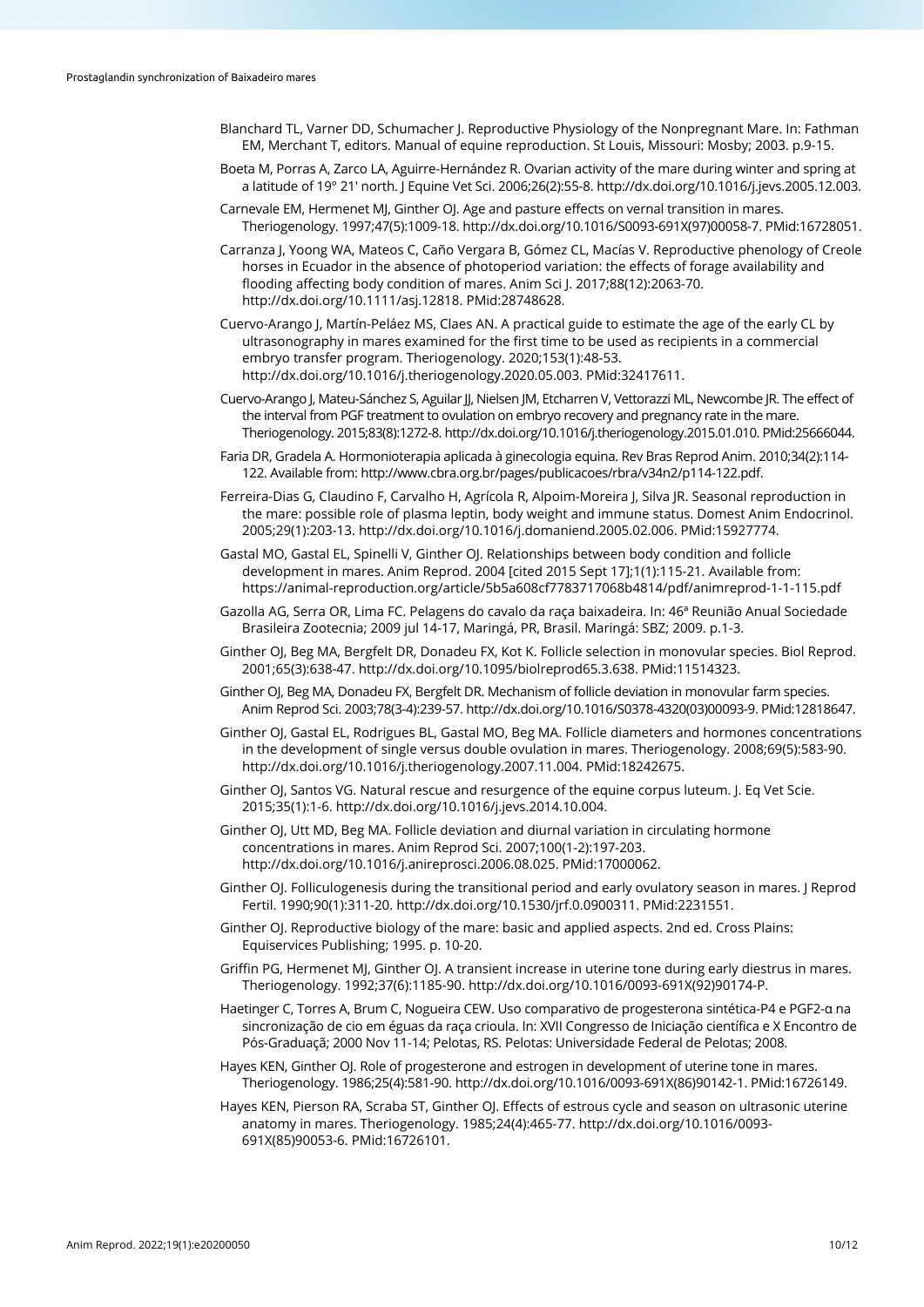Blanchard TL, Varner DD, Schumacher J. Reproductive Physiology of the Nonpregnant Mare. In: Fathman EM, Merchant T, editors. Manual of equine reproduction. St Louis, Missouri: Mosby; 2003. p.9-15.

Boeta M, Porras A, Zarco LA, Aguirre-Hernández R. Ovarian activity of the mare during winter and spring at a latitude of 19° 21' north. J Equine Vet Sci. 2006;26(2):55-8. http://dx.doi.org/10.1016/j.jevs.2005.12.003.

Carnevale EM, Hermenet MJ, Ginther OJ. Age and pasture effects on vernal transition in mares. Theriogenology. 1997;47(5):1009-18. http://dx.doi.org/10.1016/S0093-691X(97)00058-7. PMid:16728051.

Carranza J, Yoong WA, Mateos C, Caño Vergara B, Gómez CL, Macías V. Reproductive phenology of Creole horses in Ecuador in the absence of photoperiod variation: the effects of forage availability and flooding affecting body condition of mares. Anim Sci J. 2017;88(12):2063-70. http://dx.doi.org/10.1111/asj.12818. PMid:28748628.

Cuervo-Arango J, Martín-Peláez MS, Claes AN. A practical guide to estimate the age of the early CL by ultrasonography in mares examined for the first time to be used as recipients in a commercial embryo transfer program. Theriogenology. 2020;153(1):48-53. http://dx.doi.org/10.1016/j.theriogenology.2020.05.003. PMid:32417611.

Cuervo-Arango J, Mateu-Sánchez S, Aguilar JJ, Nielsen JM, Etcharren V, Vettorazzi ML, Newcombe JR. The effect of the interval from PGF treatment to ovulation on embryo recovery and pregnancy rate in the mare. Theriogenology. 2015;83(8):1272-8. http://dx.doi.org/10.1016/j.theriogenology.2015.01.010. PMid:25666044.

Faria DR, Gradela A. Hormonioterapia aplicada à ginecologia equina. Rev Bras Reprod Anim. 2010;34(2):114-122. Available from: http://www.cbra.org.br/pages/publicacoes/rbra/v34n2/p114-122.pdf.

Ferreira-Dias G, Claudino F, Carvalho H, Agrícola R, Alpoim-Moreira J, Silva JR. Seasonal reproduction in the mare: possible role of plasma leptin, body weight and immune status. Domest Anim Endocrinol. 2005;29(1):203-13. http://dx.doi.org/10.1016/j.domaniend.2005.02.006. PMid:15927774.

Gastal MO, Gastal EL, Spinelli V, Ginther OJ. Relationships between body condition and follicle development in mares. Anim Reprod. 2004 [cited 2015 Sept 17];1(1):115-21. Available from: https://animal-reproduction.org/article/5b5a608cf7783717068b4814/pdf/animreprod-1-1-115.pdf

Gazolla AG, Serra OR, Lima FC. Pelagens do cavalo da raça baixadeira. In: 46ª Reunião Anual Sociedade Brasileira Zootecnia; 2009 jul 14-17, Maringá, PR, Brasil. Maringá: SBZ; 2009. p.1-3.

Ginther OJ, Beg MA, Bergfelt DR, Donadeu FX, Kot K. Follicle selection in monovular species. Biol Reprod. 2001;65(3):638-47. http://dx.doi.org/10.1095/biolreprod65.3.638. PMid:11514323.

Ginther OJ, Beg MA, Donadeu FX, Bergfelt DR. Mechanism of follicle deviation in monovular farm species. Anim Reprod Sci. 2003;78(3-4):239-57. http://dx.doi.org/10.1016/S0378-4320(03)00093-9. PMid:12818647.

Ginther OJ, Gastal EL, Rodrigues BL, Gastal MO, Beg MA. Follicle diameters and hormones concentrations in the development of single versus double ovulation in mares. Theriogenology. 2008;69(5):583-90. http://dx.doi.org/10.1016/j.theriogenology.2007.11.004. PMid:18242675.

Ginther OJ, Santos VG. Natural rescue and resurgence of the equine corpus luteum. J. Eq Vet Scie. 2015;35(1):1-6. http://dx.doi.org/10.1016/j.jevs.2014.10.004.

Ginther OJ, Utt MD, Beg MA. Follicle deviation and diurnal variation in circulating hormone concentrations in mares. Anim Reprod Sci. 2007;100(1-2):197-203. http://dx.doi.org/10.1016/j.anireprosci.2006.08.025. PMid:17000062.

Ginther OJ. Folliculogenesis during the transitional period and early ovulatory season in mares. J Reprod Fertil. 1990;90(1):311-20. http://dx.doi.org/10.1530/jrf.0.0900311. PMid:2231551.

Ginther OJ. Reproductive biology of the mare: basic and applied aspects. 2nd ed. Cross Plains: Equiservices Publishing; 1995. p. 10-20.

Griffin PG, Hermenet MJ, Ginther OJ. A transient increase in uterine tone during early diestrus in mares. Theriogenology. 1992;37(6):1185-90. http://dx.doi.org/10.1016/0093-691X(92)90174-P.

Haetinger C, Torres A, Brum C, Nogueira CEW. Uso comparativo de progesterona sintética-P4 e PGF2-α na sincronização de cio em éguas da raça crioula. In: XVII Congresso de Iniciação científica e X Encontro de Pós-Graduaçã; 2000 Nov 11-14; Pelotas, RS. Pelotas: Universidade Federal de Pelotas; 2008.

Hayes KEN, Ginther OJ. Role of progesterone and estrogen in development of uterine tone in mares. Theriogenology. 1986;25(4):581-90. http://dx.doi.org/10.1016/0093-691X(86)90142-1. PMid:16726149.

Hayes KEN, Pierson RA, Scraba ST, Ginther OJ. Effects of estrous cycle and season on ultrasonic uterine anatomy in mares. Theriogenology. 1985;24(4):465-77. http://dx.doi.org/10.1016/0093-691X(85)90053-6. PMid:16726101.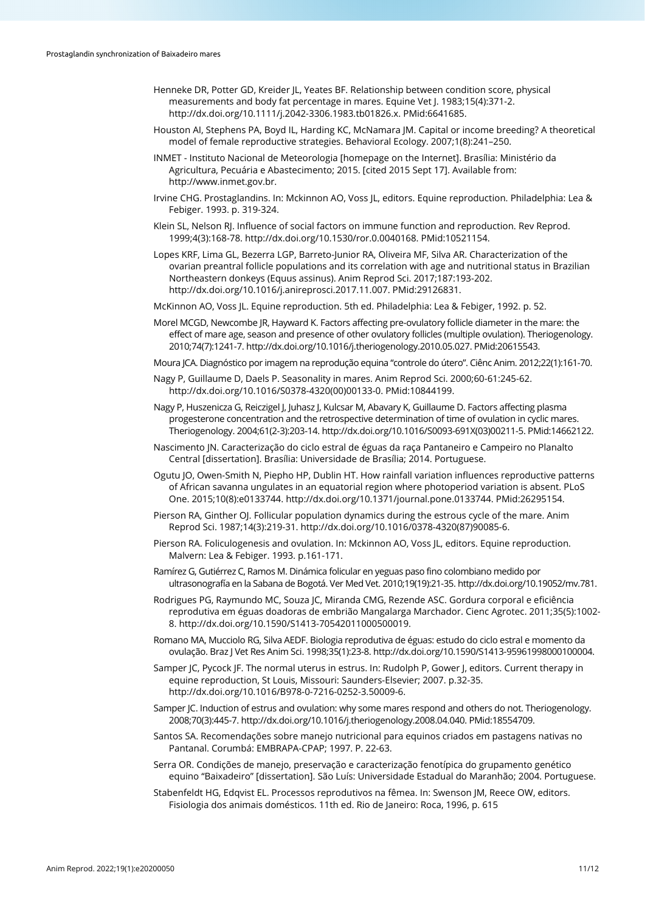Henneke DR, Potter GD, Kreider JL, Yeates BF. Relationship between condition score, physical measurements and body fat percentage in mares. Equine Vet J. 1983;15(4):371-2. http://dx.doi.org/10.1111/j.2042-3306.1983.tb01826.x. PMid:6641685.

Houston AI, Stephens PA, Boyd IL, Harding KC, McNamara JM. Capital or income breeding? A theoretical model of female reproductive strategies. Behavioral Ecology. 2007;1(8):241–250.

INMET - Instituto Nacional de Meteorologia [homepage on the Internet]. Brasília: Ministério da Agricultura, Pecuária e Abastecimento; 2015. [cited 2015 Sept 17]. Available from: http://www.inmet.gov.br.

Irvine CHG. Prostaglandins. In: Mckinnon AO, Voss JL, editors. Equine reproduction. Philadelphia: Lea & Febiger. 1993. p. 319-324.

Klein SL, Nelson RJ. Influence of social factors on immune function and reproduction. Rev Reprod. 1999;4(3):168-78. http://dx.doi.org/10.1530/ror.0.0040168. PMid:10521154.

Lopes KRF, Lima GL, Bezerra LGP, Barreto-Junior RA, Oliveira MF, Silva AR. Characterization of the ovarian preantral follicle populations and its correlation with age and nutritional status in Brazilian Northeastern donkeys (Equus assinus). Anim Reprod Sci. 2017;187:193-202. http://dx.doi.org/10.1016/j.anireprosci.2017.11.007. PMid:29126831.

McKinnon AO, Voss JL. Equine reproduction. 5th ed. Philadelphia: Lea & Febiger, 1992. p. 52.

Morel MCGD, Newcombe JR, Hayward K. Factors affecting pre-ovulatory follicle diameter in the mare: the effect of mare age, season and presence of other ovulatory follicles (multiple ovulation). Theriogenology. 2010;74(7):1241-7. http://dx.doi.org/10.1016/j.theriogenology.2010.05.027. PMid:20615543.

Moura JCA. Diagnóstico por imagem na reprodução equina "controle do útero". Ciênc Anim. 2012;22(1):161-70.

Nagy P, Guillaume D, Daels P. Seasonality in mares. Anim Reprod Sci. 2000;60-61:245-62. http://dx.doi.org/10.1016/S0378-4320(00)00133-0. PMid:10844199.

Nagy P, Huszenicza G, Reiczigel J, Juhasz J, Kulcsar M, Abavary K, Guillaume D. Factors affecting plasma progesterone concentration and the retrospective determination of time of ovulation in cyclic mares. Theriogenology. 2004;61(2-3):203-14. http://dx.doi.org/10.1016/S0093-691X(03)00211-5. PMid:14662122.

Nascimento JN. Caracterização do ciclo estral de éguas da raça Pantaneiro e Campeiro no Planalto Central [dissertation]. Brasília: Universidade de Brasília; 2014. Portuguese.

Ogutu JO, Owen-Smith N, Piepho HP, Dublin HT. How rainfall variation influences reproductive patterns of African savanna ungulates in an equatorial region where photoperiod variation is absent. PLoS One. 2015;10(8):e0133744. http://dx.doi.org/10.1371/journal.pone.0133744. PMid:26295154.

Pierson RA, Ginther OJ. Follicular population dynamics during the estrous cycle of the mare. Anim Reprod Sci. 1987;14(3):219-31. http://dx.doi.org/10.1016/0378-4320(87)90085-6.

Pierson RA. Foliculogenesis and ovulation. In: Mckinnon AO, Voss JL, editors. Equine reproduction. Malvern: Lea & Febiger. 1993. p.161-171.

Ramírez G, Gutiérrez C, Ramos M. Dinámica folicular en yeguas paso fino colombiano medido por ultrasonografía en la Sabana de Bogotá. Ver Med Vet. 2010;19(19):21-35. http://dx.doi.org/10.19052/mv.781.

Rodrigues PG, Raymundo MC, Souza JC, Miranda CMG, Rezende ASC. Gordura corporal e eficiência reprodutiva em éguas doadoras de embrião Mangalarga Marchador. Cienc Agrotec. 2011;35(5):1002-8. http://dx.doi.org/10.1590/S1413-70542011000500019.

Romano MA, Mucciolo RG, Silva AEDF. Biologia reprodutiva de éguas: estudo do ciclo estral e momento da ovulação. Braz J Vet Res Anim Sci. 1998;35(1):23-8. http://dx.doi.org/10.1590/S1413-95961998000100004.

Samper JC, Pycock JF. The normal uterus in estrus. In: Rudolph P, Gower J, editors. Current therapy in equine reproduction, St Louis, Missouri: Saunders-Elsevier; 2007. p.32-35. http://dx.doi.org/10.1016/B978-0-7216-0252-3.50009-6.

Samper JC. Induction of estrus and ovulation: why some mares respond and others do not. Theriogenology. 2008;70(3):445-7. http://dx.doi.org/10.1016/j.theriogenology.2008.04.040. PMid:18554709.

Santos SA. Recomendações sobre manejo nutricional para equinos criados em pastagens nativas no Pantanal. Corumbá: EMBRAPA-CPAP; 1997. P. 22-63.

Serra OR. Condições de manejo, preservação e caracterização fenotípica do grupamento genético equino "Baixadeiro" [dissertation]. São Luís: Universidade Estadual do Maranhão; 2004. Portuguese.

Stabenfeldt HG, Edqvist EL. Processos reprodutivos na fêmea. In: Swenson JM, Reece OW, editors. Fisiologia dos animais domésticos. 11th ed. Rio de Janeiro: Roca, 1996, p. 615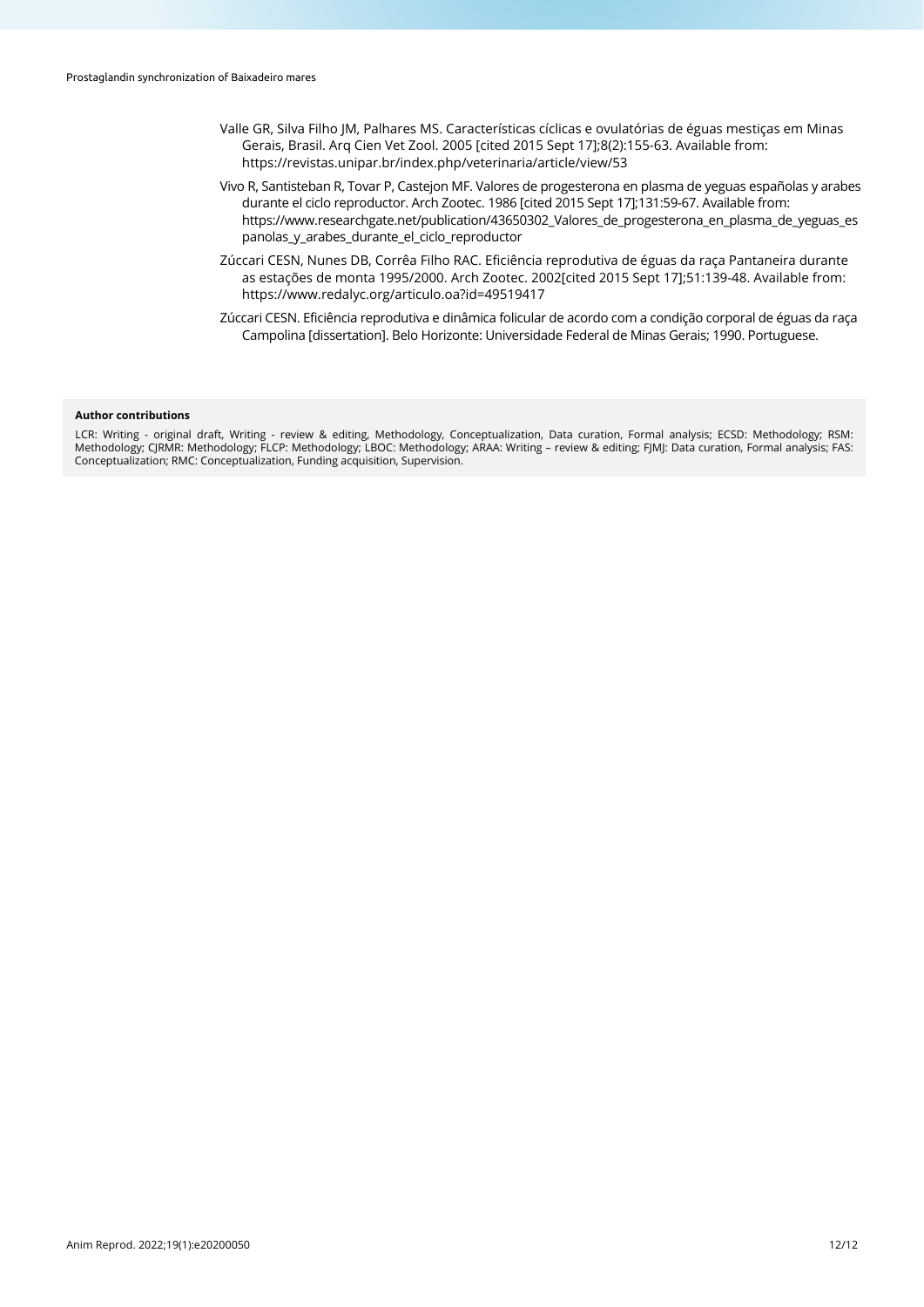Valle GR, Silva Filho JM, Palhares MS. Características cíclicas e ovulatórias de éguas mestiças em Minas Gerais, Brasil. Arq Cien Vet Zool. 2005 [cited 2015 Sept 17];8(2):155-63. Available from: https://revistas.unipar.br/index.php/veterinaria/article/view/53

Vivo R, Santisteban R, Tovar P, Castejon MF. Valores de progesterona en plasma de yeguas españolas y arabes durante el ciclo reproductor. Arch Zootec. 1986 [cited 2015 Sept 17];131:59-67. Available from: https://www.researchgate.net/publication/43650302_Valores_de_progesterona_en_plasma_de_yeguas_espanolas_y_arabes_durante_el_ciclo_reproductor

Zúccari CESN, Nunes DB, Corrêa Filho RAC. Eficiência reprodutiva de éguas da raça Pantaneira durante as estações de monta 1995/2000. Arch Zootec. 2002[cited 2015 Sept 17];51:139-48. Available from: https://www.redalyc.org/articulo.oa?id=49519417

Zúccari CESN. Eficiência reprodutiva e dinâmica folicular de acordo com a condição corporal de éguas da raça Campolina [dissertation]. Belo Horizonte: Universidade Federal de Minas Gerais; 1990. Portuguese.

**Author contributions**

LCR: Writing - original draft, Writing - review & editing, Methodology, Conceptualization, Data curation, Formal analysis; ECSD: Methodology; RSM: Methodology; CJRMR: Methodology; FLCP: Methodology; LBOC: Methodology; ARAA: Writing – review & editing; FJMJ: Data curation, Formal analysis; FAS: Conceptualization; RMC: Conceptualization, Funding acquisition, Supervision.